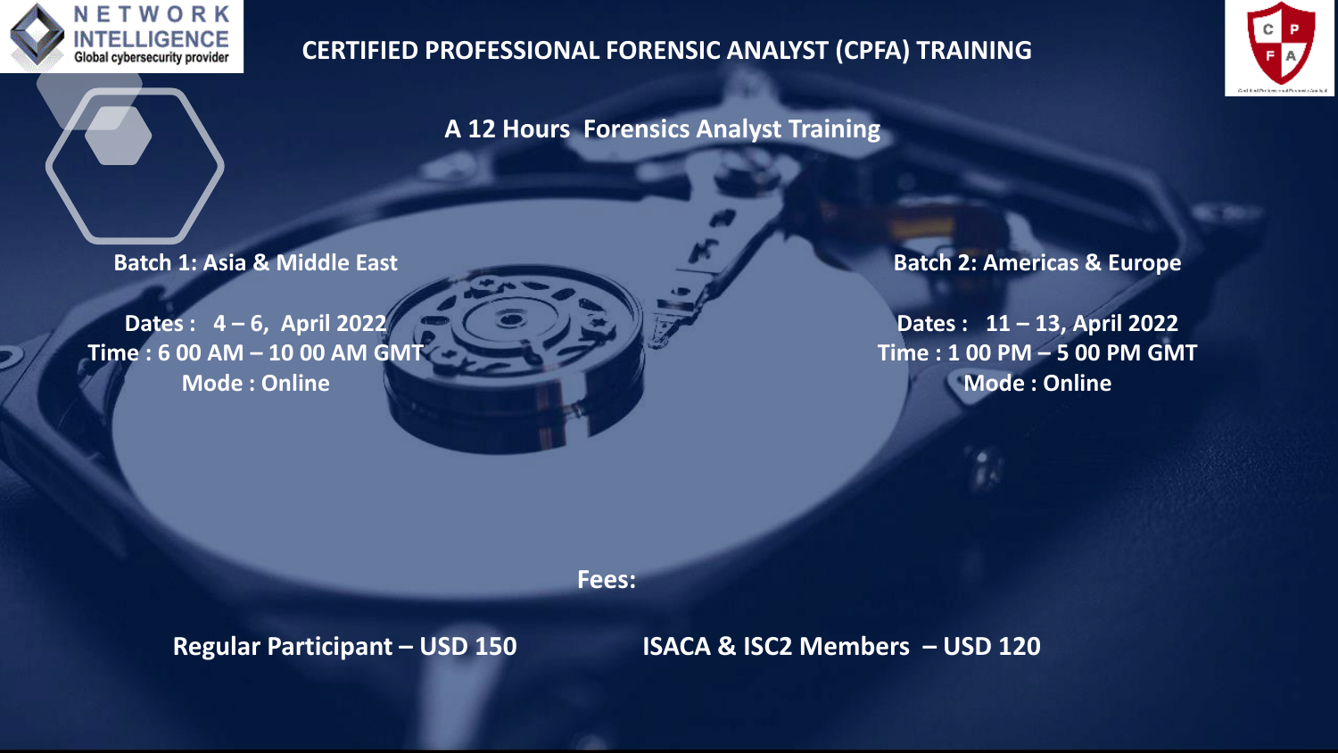# CERTIFIED PROFESSIONAL FORENSIC ANALYST (CPFA) TRAINING

## A 12 Hours Forensics Analyst Training

**Batch 1: Asia & Middle East**

**Dates : 4 – 6, April 2022**
**Time : 6 00 AM – 10 00 AM GMT**
**Mode : Online**

**Batch 2: Americas & Europe**

**Dates : 11 – 13, April 2022**
**Time : 1 00 PM – 5 00 PM GMT**
**Mode : Online**

**Fees:**

**Regular Participant – USD 150**

**ISACA & ISC2 Members – USD 120**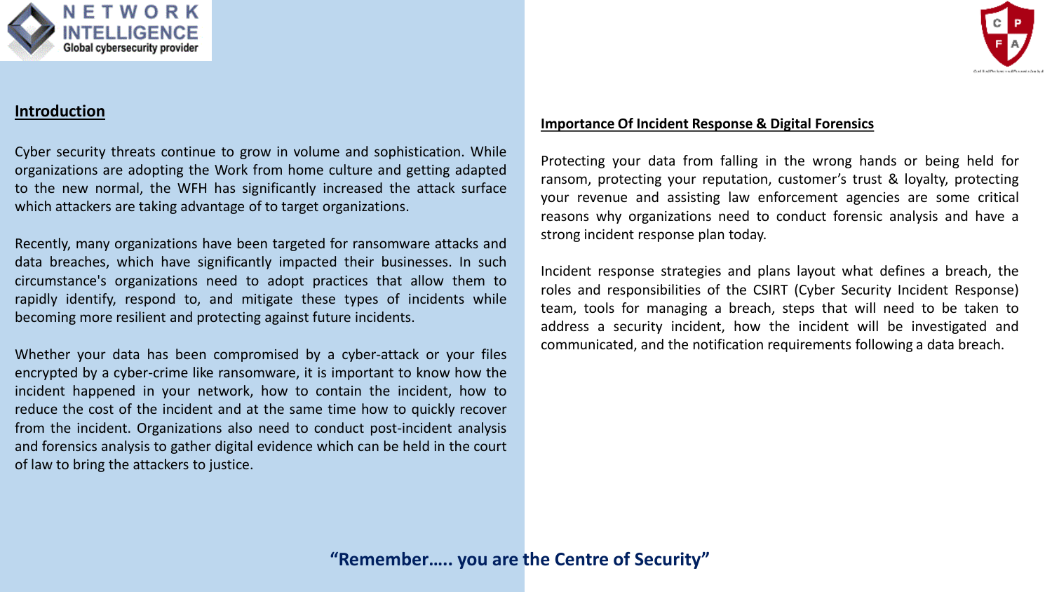## Introduction

Cyber security threats continue to grow in volume and sophistication. While organizations are adopting the Work from home culture and getting adapted to the new normal, the WFH has significantly increased the attack surface which attackers are taking advantage of to target organizations.

Recently, many organizations have been targeted for ransomware attacks and data breaches, which have significantly impacted their businesses. In such circumstance's organizations need to adopt practices that allow them to rapidly identify, respond to, and mitigate these types of incidents while becoming more resilient and protecting against future incidents.

Whether your data has been compromised by a cyber-attack or your files encrypted by a cyber-crime like ransomware, it is important to know how the incident happened in your network, how to contain the incident, how to reduce the cost of the incident and at the same time how to quickly recover from the incident. Organizations also need to conduct post-incident analysis and forensics analysis to gather digital evidence which can be held in the court of law to bring the attackers to justice.

## Importance Of Incident Response & Digital Forensics

Protecting your data from falling in the wrong hands or being held for ransom, protecting your reputation, customer's trust & loyalty, protecting your revenue and assisting law enforcement agencies are some critical reasons why organizations need to conduct forensic analysis and have a strong incident response plan today.

Incident response strategies and plans layout what defines a breach, the roles and responsibilities of the CSIRT (Cyber Security Incident Response) team, tools for managing a breach, steps that will need to be taken to address a security incident, how the incident will be investigated and communicated, and the notification requirements following a data breach.

**"Remember….. you are the Centre of Security"**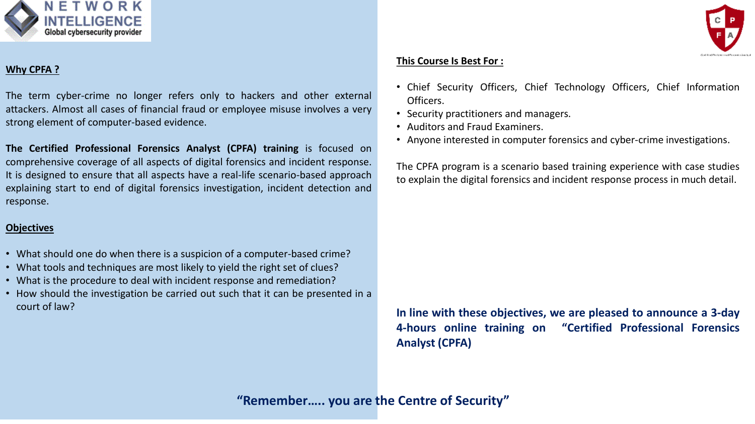NETWORK INTELLIGENCE
Global cybersecurity provider

## Why CPFA ?

The term cyber-crime no longer refers only to hackers and other external attackers. Almost all cases of financial fraud or employee misuse involves a very strong element of computer-based evidence.

**The Certified Professional Forensics Analyst (CPFA) training** is focused on comprehensive coverage of all aspects of digital forensics and incident response. It is designed to ensure that all aspects have a real-life scenario-based approach explaining start to end of digital forensics investigation, incident detection and response.

## Objectives

- What should one do when there is a suspicion of a computer-based crime?
- What tools and techniques are most likely to yield the right set of clues?
- What is the procedure to deal with incident response and remediation?
- How should the investigation be carried out such that it can be presented in a court of law?

## This Course Is Best For :

- Chief Security Officers, Chief Technology Officers, Chief Information Officers.
- Security practitioners and managers.
- Auditors and Fraud Examiners.
- Anyone interested in computer forensics and cyber-crime investigations.

The CPFA program is a scenario based training experience with case studies to explain the digital forensics and incident response process in much detail.

**In line with these objectives, we are pleased to announce a 3-day 4-hours online training on "Certified Professional Forensics Analyst (CPFA)**

**"Remember….. you are the Centre of Security"**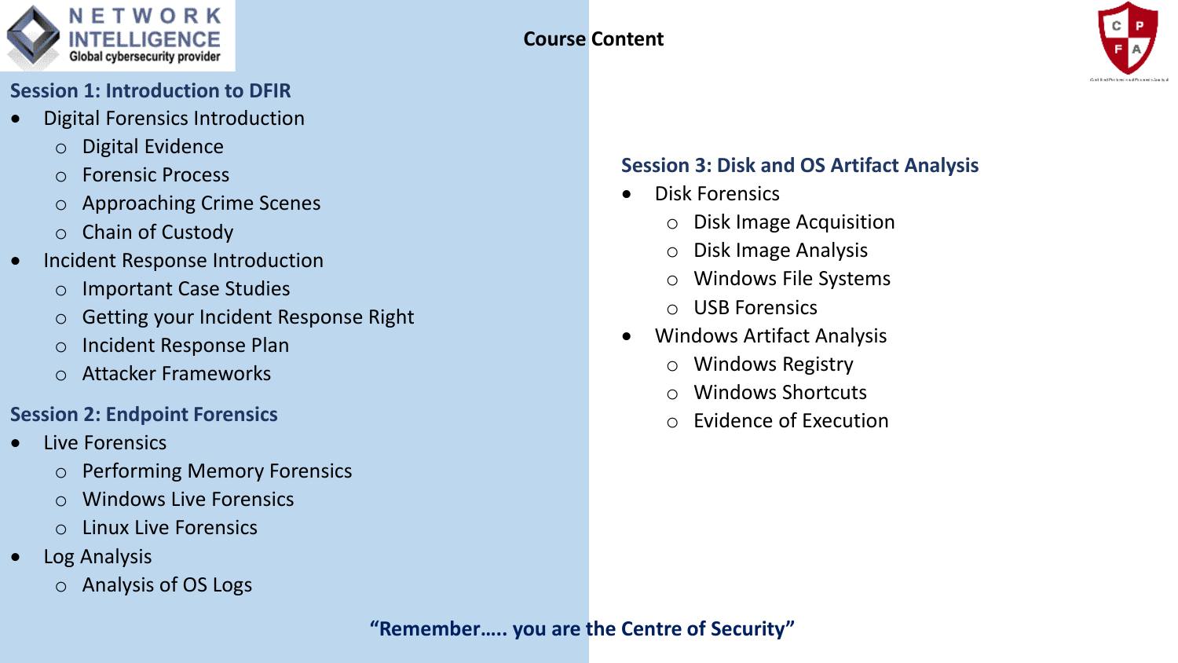# Course Content

## Session 1: Introduction to DFIR

- Digital Forensics Introduction
  - Digital Evidence
  - Forensic Process
  - Approaching Crime Scenes
  - Chain of Custody
- Incident Response Introduction
  - Important Case Studies
  - Getting your Incident Response Right
  - Incident Response Plan
  - Attacker Frameworks

## Session 2: Endpoint Forensics

- Live Forensics
  - Performing Memory Forensics
  - Windows Live Forensics
  - Linux Live Forensics
- Log Analysis
  - Analysis of OS Logs

## Session 3: Disk and OS Artifact Analysis

- Disk Forensics
  - Disk Image Acquisition
  - Disk Image Analysis
  - Windows File Systems
  - USB Forensics
- Windows Artifact Analysis
  - Windows Registry
  - Windows Shortcuts
  - Evidence of Execution

**"Remember….. you are the Centre of Security"**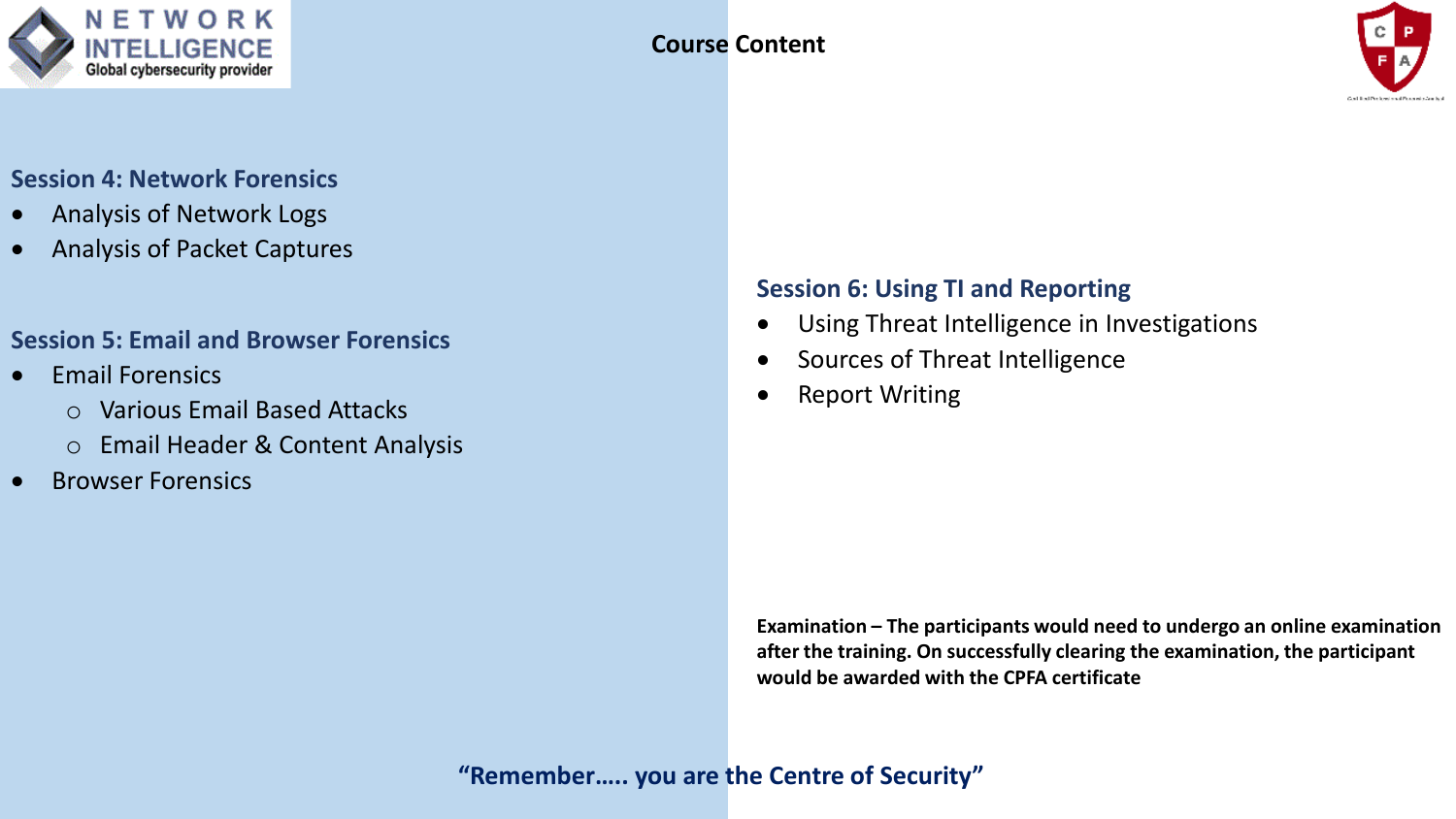# Course Content

## Session 4: Network Forensics

- Analysis of Network Logs
- Analysis of Packet Captures

## Session 5: Email and Browser Forensics

- Email Forensics
  - Various Email Based Attacks
  - Email Header & Content Analysis
- Browser Forensics

## Session 6: Using TI and Reporting

- Using Threat Intelligence in Investigations
- Sources of Threat Intelligence
- Report Writing

**Examination – The participants would need to undergo an online examination after the training. On successfully clearing the examination, the participant would be awarded with the CPFA certificate**

**"Remember….. you are the Centre of Security"**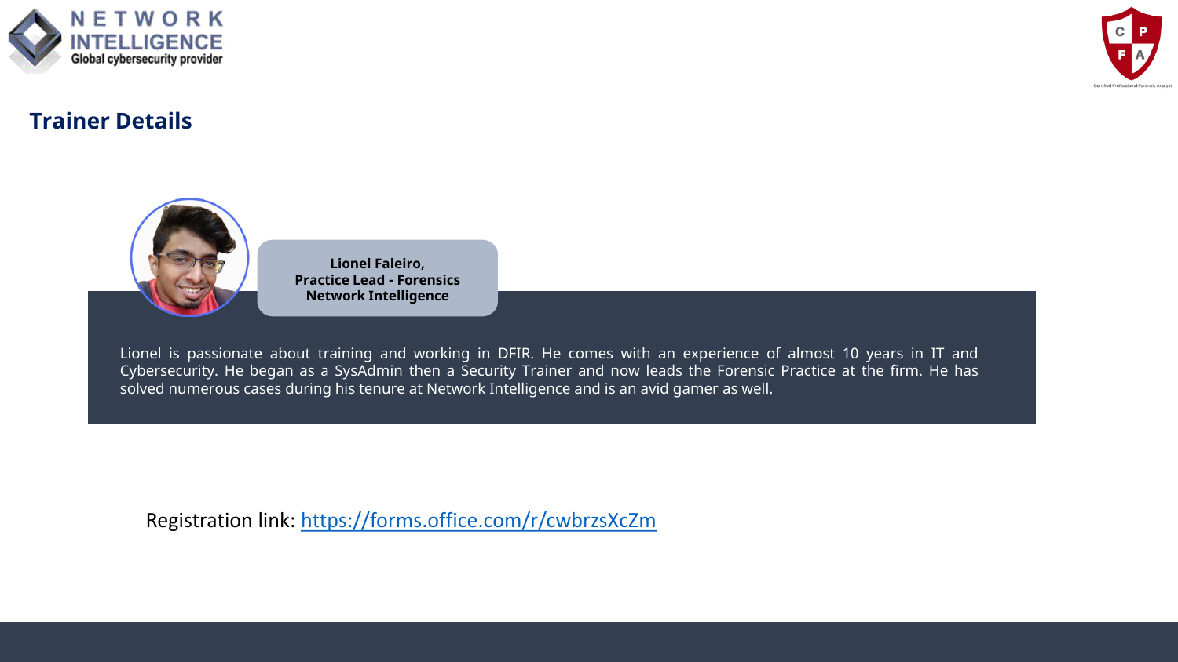## Trainer Details

**Lionel Faleiro,**
**Practice Lead - Forensics**
**Network Intelligence**

Lionel is passionate about training and working in DFIR. He comes with an experience of almost 10 years in IT and Cybersecurity. He began as a SysAdmin then a Security Trainer and now leads the Forensic Practice at the firm. He has solved numerous cases during his tenure at Network Intelligence and is an avid gamer as well.

Registration link: [https://forms.office.com/r/cwbrzsXcZm](https://forms.office.com/r/cwbrzsXcZm)